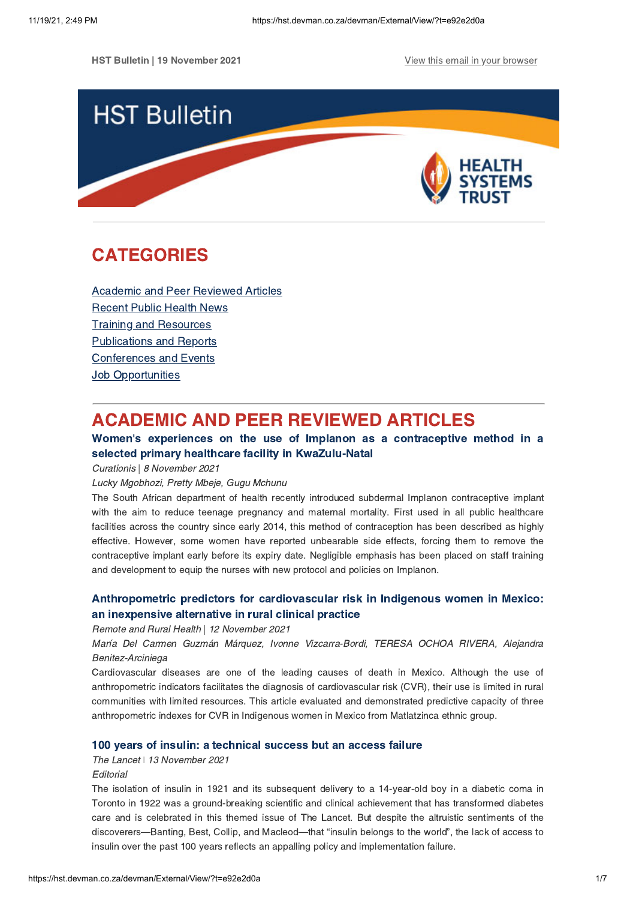HST Bulletin | 19 November 2021

View this email in your browser

HST Bulletin

HEALTH SYSTEMS TRUST

# CATEGORIES

Academic and Peer Reviewed Articles
Recent Public Health News
Training and Resources
Publications and Reports
Conferences and Events
Job Opportunities

# ACADEMIC AND PEER REVIEWED ARTICLES

### Women's experiences on the use of Implanon as a contraceptive method in a selected primary healthcare facility in KwaZulu-Natal

*Curationis | 8 November 2021*

*Lucky Mgobhozi, Pretty Mbeje, Gugu Mchunu*

The South African department of health recently introduced subdermal Implanon contraceptive implant with the aim to reduce teenage pregnancy and maternal mortality. First used in all public healthcare facilities across the country since early 2014, this method of contraception has been described as highly effective. However, some women have reported unbearable side effects, forcing them to remove the contraceptive implant early before its expiry date. Negligible emphasis has been placed on staff training and development to equip the nurses with new protocol and policies on Implanon.

### Anthropometric predictors for cardiovascular risk in Indigenous women in Mexico: an inexpensive alternative in rural clinical practice

*Remote and Rural Health | 12 November 2021*

*María Del Carmen Guzmán Márquez, Ivonne Vizcarra-Bordi, TERESA OCHOA RIVERA, Alejandra Benitez-Arciniega*

Cardiovascular diseases are one of the leading causes of death in Mexico. Although the use of anthropometric indicators facilitates the diagnosis of cardiovascular risk (CVR), their use is limited in rural communities with limited resources. This article evaluated and demonstrated predictive capacity of three anthropometric indexes for CVR in Indigenous women in Mexico from Matlatzinca ethnic group.

### 100 years of insulin: a technical success but an access failure

*The Lancet | 13 November 2021*

*Editorial*

The isolation of insulin in 1921 and its subsequent delivery to a 14-year-old boy in a diabetic coma in Toronto in 1922 was a ground-breaking scientific and clinical achievement that has transformed diabetes care and is celebrated in this themed issue of The Lancet. But despite the altruistic sentiments of the discoverers—Banting, Best, Collip, and Macleod—that "insulin belongs to the world", the lack of access to insulin over the past 100 years reflects an appalling policy and implementation failure.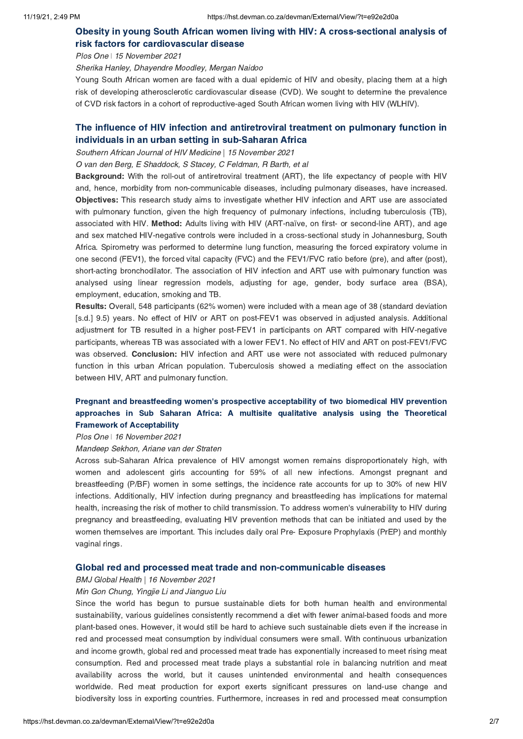## Obesity in young South African women living with HIV: A cross-sectional analysis of risk factors for cardiovascular disease

*Plos One | 15 November 2021*

*Sherika Hanley, Dhayendre Moodley, Mergan Naidoo*

Young South African women are faced with a dual epidemic of HIV and obesity, placing them at a high risk of developing atherosclerotic cardiovascular disease (CVD). We sought to determine the prevalence of CVD risk factors in a cohort of reproductive-aged South African women living with HIV (WLHIV).

## The influence of HIV infection and antiretroviral treatment on pulmonary function in individuals in an urban setting in sub-Saharan Africa

*Southern African Journal of HIV Medicine | 15 November 2021*

*O van den Berg, E Shaddock, S Stacey, C Feldman, R Barth, et al*

**Background:** With the roll-out of antiretroviral treatment (ART), the life expectancy of people with HIV and, hence, morbidity from non-communicable diseases, including pulmonary diseases, have increased. **Objectives:** This research study aims to investigate whether HIV infection and ART use are associated with pulmonary function, given the high frequency of pulmonary infections, including tuberculosis (TB), associated with HIV. **Method:** Adults living with HIV (ART-naïve, on first- or second-line ART), and age and sex matched HIV-negative controls were included in a cross-sectional study in Johannesburg, South Africa. Spirometry was performed to determine lung function, measuring the forced expiratory volume in one second (FEV1), the forced vital capacity (FVC) and the FEV1/FVC ratio before (pre), and after (post), short-acting bronchodilator. The association of HIV infection and ART use with pulmonary function was analysed using linear regression models, adjusting for age, gender, body surface area (BSA), employment, education, smoking and TB.

**Results:** Overall, 548 participants (62% women) were included with a mean age of 38 (standard deviation [s.d.] 9.5) years. No effect of HIV or ART on post-FEV1 was observed in adjusted analysis. Additional adjustment for TB resulted in a higher post-FEV1 in participants on ART compared with HIV-negative participants, whereas TB was associated with a lower FEV1. No effect of HIV and ART on post-FEV1/FVC was observed. **Conclusion:** HIV infection and ART use were not associated with reduced pulmonary function in this urban African population. Tuberculosis showed a mediating effect on the association between HIV, ART and pulmonary function.

## Pregnant and breastfeeding women's prospective acceptability of two biomedical HIV prevention approaches in Sub Saharan Africa: A multisite qualitative analysis using the Theoretical Framework of Acceptability

*Plos One | 16 November 2021*

*Mandeep Sekhon, Ariane van der Straten*

Across sub-Saharan Africa prevalence of HIV amongst women remains disproportionately high, with women and adolescent girls accounting for 59% of all new infections. Amongst pregnant and breastfeeding (P/BF) women in some settings, the incidence rate accounts for up to 30% of new HIV infections. Additionally, HIV infection during pregnancy and breastfeeding has implications for maternal health, increasing the risk of mother to child transmission. To address women's vulnerability to HIV during pregnancy and breastfeeding, evaluating HIV prevention methods that can be initiated and used by the women themselves are important. This includes daily oral Pre- Exposure Prophylaxis (PrEP) and monthly vaginal rings.

## Global red and processed meat trade and non-communicable diseases

*BMJ Global Health | 16 November 2021*

*Min Gon Chung, Yingjie Li and Jianguo Liu*

Since the world has begun to pursue sustainable diets for both human health and environmental sustainability, various guidelines consistently recommend a diet with fewer animal-based foods and more plant-based ones. However, it would still be hard to achieve such sustainable diets even if the increase in red and processed meat consumption by individual consumers were small. With continuous urbanization and income growth, global red and processed meat trade has exponentially increased to meet rising meat consumption. Red and processed meat trade plays a substantial role in balancing nutrition and meat availability across the world, but it causes unintended environmental and health consequences worldwide. Red meat production for export exerts significant pressures on land-use change and biodiversity loss in exporting countries. Furthermore, increases in red and processed meat consumption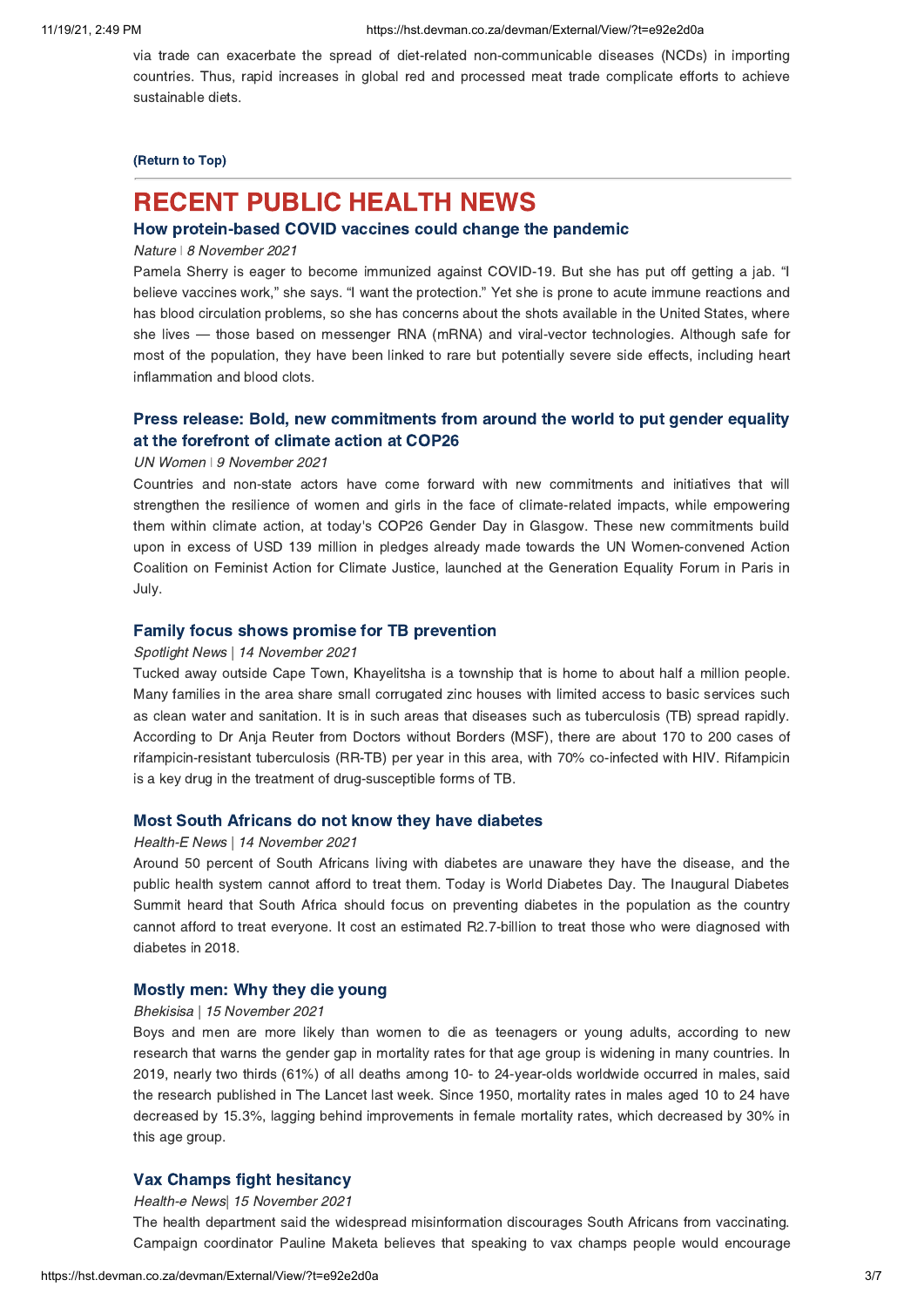via trade can exacerbate the spread of diet-related non-communicable diseases (NCDs) in importing countries. Thus, rapid increases in global red and processed meat trade complicate efforts to achieve sustainable diets.

**(Return to Top)**

# RECENT PUBLIC HEALTH NEWS

### How protein-based COVID vaccines could change the pandemic

*Nature* | *8 November 2021*

Pamela Sherry is eager to become immunized against COVID-19. But she has put off getting a jab. "I believe vaccines work," she says. "I want the protection." Yet she is prone to acute immune reactions and has blood circulation problems, so she has concerns about the shots available in the United States, where she lives — those based on messenger RNA (mRNA) and viral-vector technologies. Although safe for most of the population, they have been linked to rare but potentially severe side effects, including heart inflammation and blood clots.

### Press release: Bold, new commitments from around the world to put gender equality at the forefront of climate action at COP26

*UN Women* | *9 November 2021*

Countries and non-state actors have come forward with new commitments and initiatives that will strengthen the resilience of women and girls in the face of climate-related impacts, while empowering them within climate action, at today's COP26 Gender Day in Glasgow. These new commitments build upon in excess of USD 139 million in pledges already made towards the UN Women-convened Action Coalition on Feminist Action for Climate Justice, launched at the Generation Equality Forum in Paris in July.

### Family focus shows promise for TB prevention

*Spotlight News* | *14 November 2021*

Tucked away outside Cape Town, Khayelitsha is a township that is home to about half a million people. Many families in the area share small corrugated zinc houses with limited access to basic services such as clean water and sanitation. It is in such areas that diseases such as tuberculosis (TB) spread rapidly. According to Dr Anja Reuter from Doctors without Borders (MSF), there are about 170 to 200 cases of rifampicin-resistant tuberculosis (RR-TB) per year in this area, with 70% co-infected with HIV. Rifampicin is a key drug in the treatment of drug-susceptible forms of TB.

### Most South Africans do not know they have diabetes

*Health-E News* | *14 November 2021*

Around 50 percent of South Africans living with diabetes are unaware they have the disease, and the public health system cannot afford to treat them. Today is World Diabetes Day. The Inaugural Diabetes Summit heard that South Africa should focus on preventing diabetes in the population as the country cannot afford to treat everyone. It cost an estimated R2.7-billion to treat those who were diagnosed with diabetes in 2018.

### Mostly men: Why they die young

*Bhekisisa* | *15 November 2021*

Boys and men are more likely than women to die as teenagers or young adults, according to new research that warns the gender gap in mortality rates for that age group is widening in many countries. In 2019, nearly two thirds (61%) of all deaths among 10- to 24-year-olds worldwide occurred in males, said the research published in The Lancet last week. Since 1950, mortality rates in males aged 10 to 24 have decreased by 15.3%, lagging behind improvements in female mortality rates, which decreased by 30% in this age group.

### Vax Champs fight hesitancy

*Health-e News*| *15 November 2021*

The health department said the widespread misinformation discourages South Africans from vaccinating. Campaign coordinator Pauline Maketa believes that speaking to vax champs people would encourage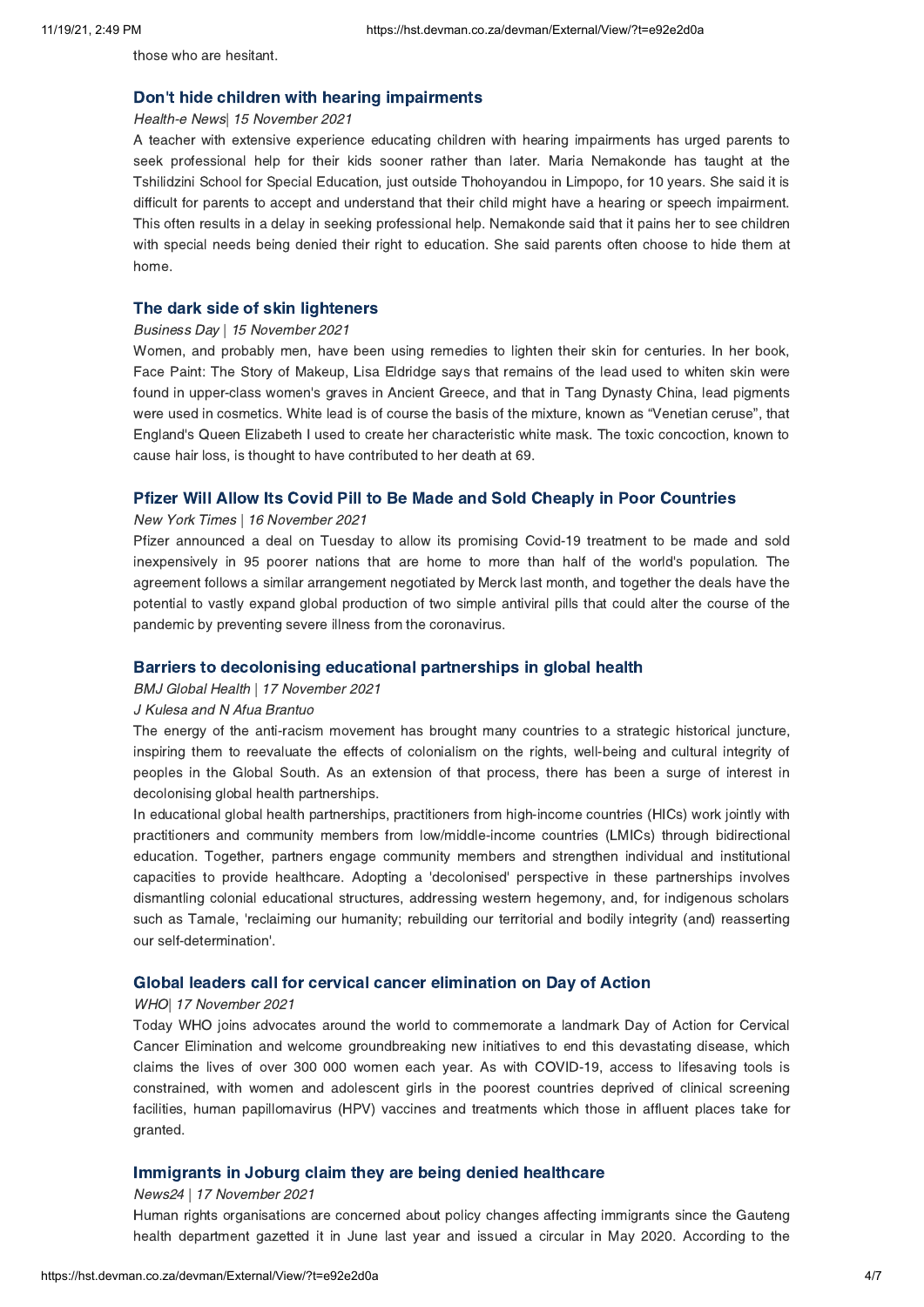those who are hesitant.

### Don't hide children with hearing impairments

*Health-e News| 15 November 2021*

A teacher with extensive experience educating children with hearing impairments has urged parents to seek professional help for their kids sooner rather than later. Maria Nemakonde has taught at the Tshilidzini School for Special Education, just outside Thohoyandou in Limpopo, for 10 years. She said it is difficult for parents to accept and understand that their child might have a hearing or speech impairment. This often results in a delay in seeking professional help. Nemakonde said that it pains her to see children with special needs being denied their right to education. She said parents often choose to hide them at home.

### The dark side of skin lighteners

*Business Day | 15 November 2021*

Women, and probably men, have been using remedies to lighten their skin for centuries. In her book, Face Paint: The Story of Makeup, Lisa Eldridge says that remains of the lead used to whiten skin were found in upper-class women's graves in Ancient Greece, and that in Tang Dynasty China, lead pigments were used in cosmetics. White lead is of course the basis of the mixture, known as “Venetian ceruse”, that England's Queen Elizabeth I used to create her characteristic white mask. The toxic concoction, known to cause hair loss, is thought to have contributed to her death at 69.

### Pfizer Will Allow Its Covid Pill to Be Made and Sold Cheaply in Poor Countries

*New York Times | 16 November 2021*

Pfizer announced a deal on Tuesday to allow its promising Covid-19 treatment to be made and sold inexpensively in 95 poorer nations that are home to more than half of the world's population. The agreement follows a similar arrangement negotiated by Merck last month, and together the deals have the potential to vastly expand global production of two simple antiviral pills that could alter the course of the pandemic by preventing severe illness from the coronavirus.

### Barriers to decolonising educational partnerships in global health

*BMJ Global Health | 17 November 2021*

*J Kulesa and N Afua Brantuo*

The energy of the anti-racism movement has brought many countries to a strategic historical juncture, inspiring them to reevaluate the effects of colonialism on the rights, well-being and cultural integrity of peoples in the Global South. As an extension of that process, there has been a surge of interest in decolonising global health partnerships.

In educational global health partnerships, practitioners from high-income countries (HICs) work jointly with practitioners and community members from low/middle-income countries (LMICs) through bidirectional education. Together, partners engage community members and strengthen individual and institutional capacities to provide healthcare. Adopting a 'decolonised' perspective in these partnerships involves dismantling colonial educational structures, addressing western hegemony, and, for indigenous scholars such as Tamale, 'reclaiming our humanity; rebuilding our territorial and bodily integrity (and) reasserting our self-determination'.

### Global leaders call for cervical cancer elimination on Day of Action

*WHO| 17 November 2021*

Today WHO joins advocates around the world to commemorate a landmark Day of Action for Cervical Cancer Elimination and welcome groundbreaking new initiatives to end this devastating disease, which claims the lives of over 300 000 women each year. As with COVID-19, access to lifesaving tools is constrained, with women and adolescent girls in the poorest countries deprived of clinical screening facilities, human papillomavirus (HPV) vaccines and treatments which those in affluent places take for granted.

### Immigrants in Joburg claim they are being denied healthcare

*News24 | 17 November 2021*

Human rights organisations are concerned about policy changes affecting immigrants since the Gauteng health department gazetted it in June last year and issued a circular in May 2020. According to the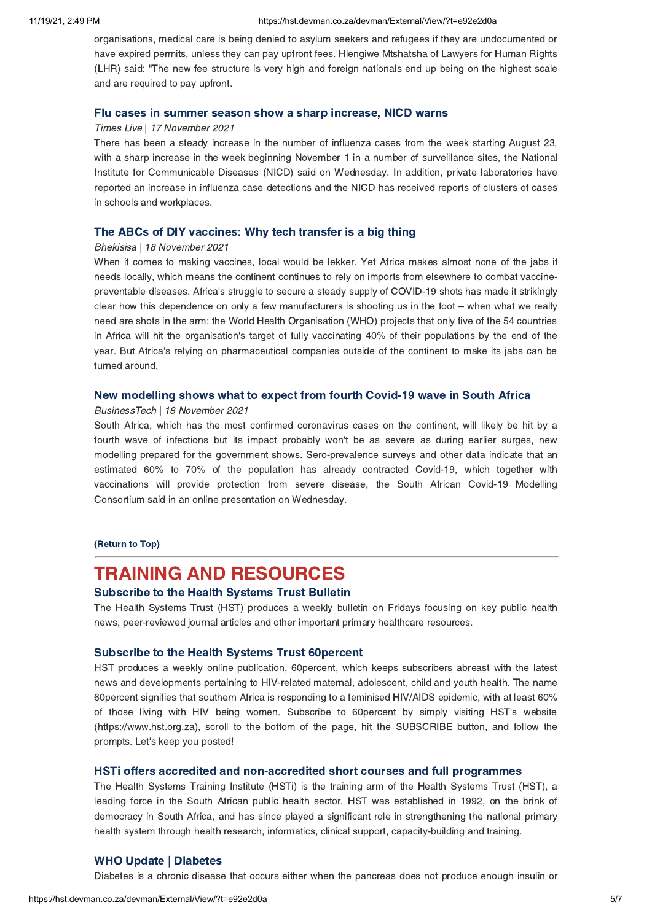organisations, medical care is being denied to asylum seekers and refugees if they are undocumented or have expired permits, unless they can pay upfront fees. Hlengiwe Mtshatsha of Lawyers for Human Rights (LHR) said: "The new fee structure is very high and foreign nationals end up being on the highest scale and are required to pay upfront.

### Flu cases in summer season show a sharp increase, NICD warns

*Times Live* | *17 November 2021*

There has been a steady increase in the number of influenza cases from the week starting August 23, with a sharp increase in the week beginning November 1 in a number of surveillance sites, the National Institute for Communicable Diseases (NICD) said on Wednesday. In addition, private laboratories have reported an increase in influenza case detections and the NICD has received reports of clusters of cases in schools and workplaces.

### The ABCs of DIY vaccines: Why tech transfer is a big thing

*Bhekisisa* | *18 November 2021*

When it comes to making vaccines, local would be lekker. Yet Africa makes almost none of the jabs it needs locally, which means the continent continues to rely on imports from elsewhere to combat vaccine-preventable diseases. Africa's struggle to secure a steady supply of COVID-19 shots has made it strikingly clear how this dependence on only a few manufacturers is shooting us in the foot – when what we really need are shots in the arm: the World Health Organisation (WHO) projects that only five of the 54 countries in Africa will hit the organisation's target of fully vaccinating 40% of their populations by the end of the year. But Africa's relying on pharmaceutical companies outside of the continent to make its jabs can be turned around.

### New modelling shows what to expect from fourth Covid-19 wave in South Africa

*BusinessTech* | *18 November 2021*

South Africa, which has the most confirmed coronavirus cases on the continent, will likely be hit by a fourth wave of infections but its impact probably won't be as severe as during earlier surges, new modelling prepared for the government shows. Sero-prevalence surveys and other data indicate that an estimated 60% to 70% of the population has already contracted Covid-19, which together with vaccinations will provide protection from severe disease, the South African Covid-19 Modelling Consortium said in an online presentation on Wednesday.

**(Return to Top)**

# TRAINING AND RESOURCES

### Subscribe to the Health Systems Trust Bulletin

The Health Systems Trust (HST) produces a weekly bulletin on Fridays focusing on key public health news, peer-reviewed journal articles and other important primary healthcare resources.

### Subscribe to the Health Systems Trust 60percent

HST produces a weekly online publication, 60percent, which keeps subscribers abreast with the latest news and developments pertaining to HIV-related maternal, adolescent, child and youth health. The name 60percent signifies that southern Africa is responding to a feminised HIV/AIDS epidemic, with at least 60% of those living with HIV being women. Subscribe to 60percent by simply visiting HST's website (https://www.hst.org.za), scroll to the bottom of the page, hit the SUBSCRIBE button, and follow the prompts. Let's keep you posted!

### HSTi offers accredited and non-accredited short courses and full programmes

The Health Systems Training Institute (HSTi) is the training arm of the Health Systems Trust (HST), a leading force in the South African public health sector. HST was established in 1992, on the brink of democracy in South Africa, and has since played a significant role in strengthening the national primary health system through health research, informatics, clinical support, capacity-building and training.

### WHO Update | Diabetes

Diabetes is a chronic disease that occurs either when the pancreas does not produce enough insulin or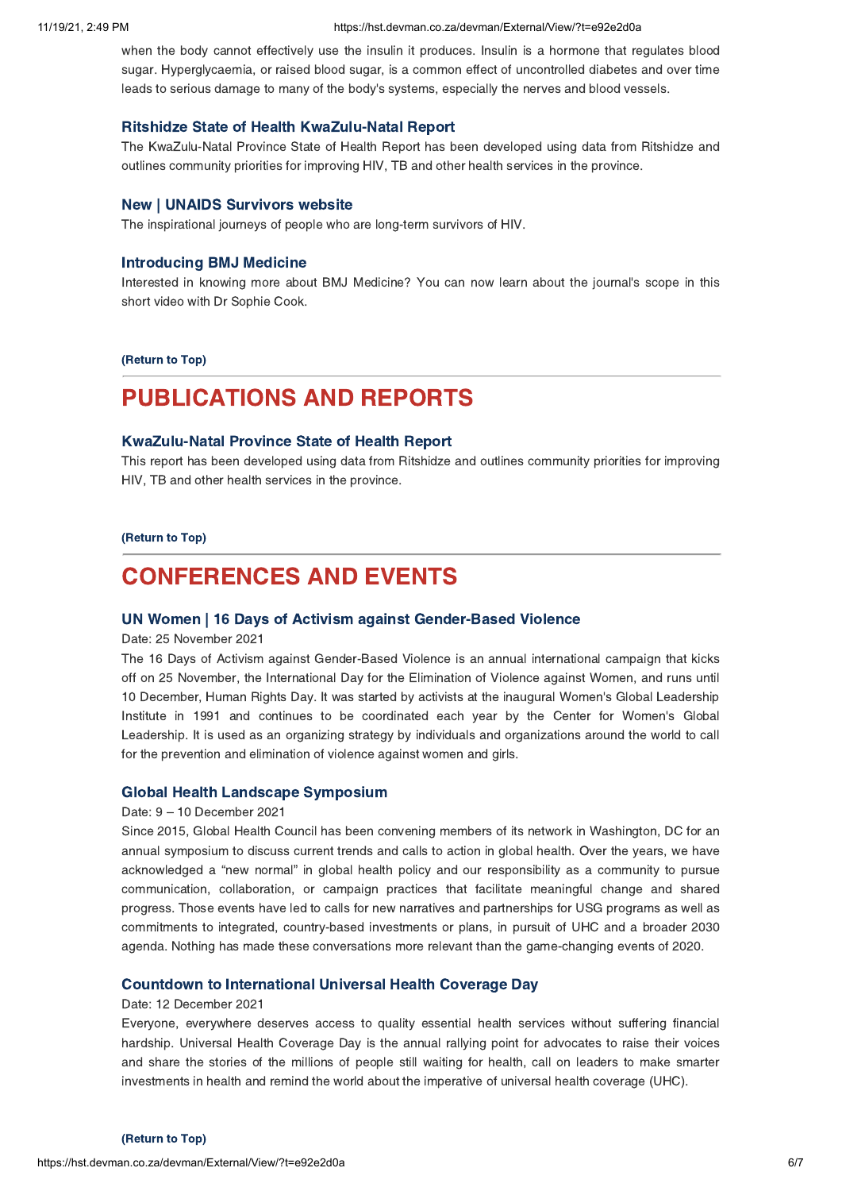when the body cannot effectively use the insulin it produces. Insulin is a hormone that regulates blood sugar. Hyperglycaemia, or raised blood sugar, is a common effect of uncontrolled diabetes and over time leads to serious damage to many of the body's systems, especially the nerves and blood vessels.

### Ritshidze State of Health KwaZulu-Natal Report

The KwaZulu-Natal Province State of Health Report has been developed using data from Ritshidze and outlines community priorities for improving HIV, TB and other health services in the province.

### New | UNAIDS Survivors website

The inspirational journeys of people who are long-term survivors of HIV.

### Introducing BMJ Medicine

Interested in knowing more about BMJ Medicine? You can now learn about the journal's scope in this short video with Dr Sophie Cook.

**(Return to Top)**

---

# PUBLICATIONS AND REPORTS

### KwaZulu-Natal Province State of Health Report

This report has been developed using data from Ritshidze and outlines community priorities for improving HIV, TB and other health services in the province.

**(Return to Top)**

---

# CONFERENCES AND EVENTS

### UN Women | 16 Days of Activism against Gender-Based Violence

Date: 25 November 2021

The 16 Days of Activism against Gender-Based Violence is an annual international campaign that kicks off on 25 November, the International Day for the Elimination of Violence against Women, and runs until 10 December, Human Rights Day. It was started by activists at the inaugural Women's Global Leadership Institute in 1991 and continues to be coordinated each year by the Center for Women's Global Leadership. It is used as an organizing strategy by individuals and organizations around the world to call for the prevention and elimination of violence against women and girls.

### Global Health Landscape Symposium

Date: 9 – 10 December 2021

Since 2015, Global Health Council has been convening members of its network in Washington, DC for an annual symposium to discuss current trends and calls to action in global health. Over the years, we have acknowledged a "new normal" in global health policy and our responsibility as a community to pursue communication, collaboration, or campaign practices that facilitate meaningful change and shared progress. Those events have led to calls for new narratives and partnerships for USG programs as well as commitments to integrated, country-based investments or plans, in pursuit of UHC and a broader 2030 agenda. Nothing has made these conversations more relevant than the game-changing events of 2020.

### Countdown to International Universal Health Coverage Day

Date: 12 December 2021

Everyone, everywhere deserves access to quality essential health services without suffering financial hardship. Universal Health Coverage Day is the annual rallying point for advocates to raise their voices and share the stories of the millions of people still waiting for health, call on leaders to make smarter investments in health and remind the world about the imperative of universal health coverage (UHC).

**(Return to Top)**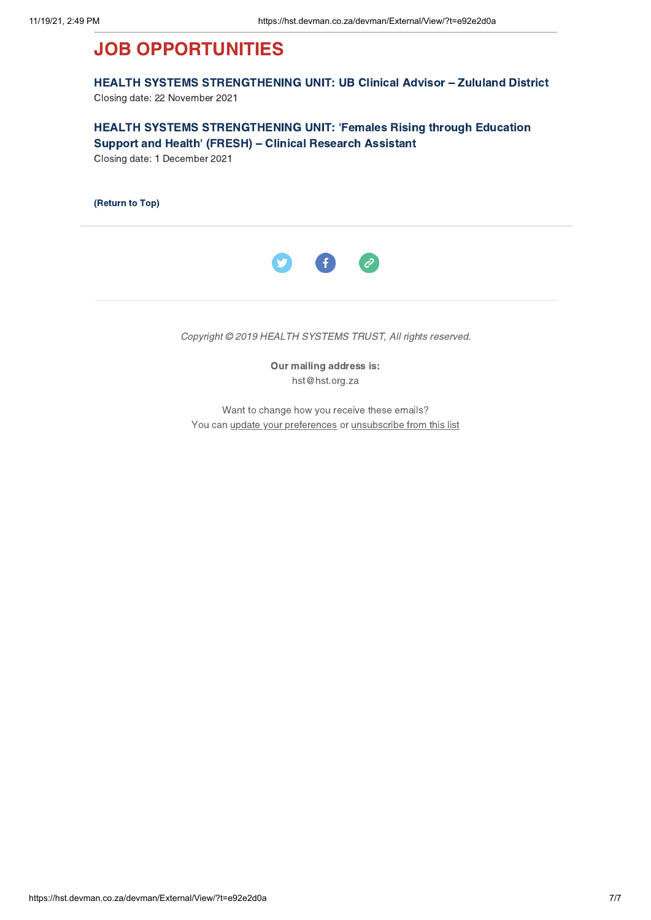# JOB OPPORTUNITIES

### HEALTH SYSTEMS STRENGTHENING UNIT: UB Clinical Advisor – Zululand District

Closing date: 22 November 2021

### HEALTH SYSTEMS STRENGTHENING UNIT: 'Females Rising through Education Support and Health' (FRESH) – Clinical Research Assistant

Closing date: 1 December 2021

**(Return to Top)**

---

*Copyright © 2019 HEALTH SYSTEMS TRUST, All rights reserved.*

**Our mailing address is:**
hst@hst.org.za

Want to change how you receive these emails?
You can update your preferences or unsubscribe from this list